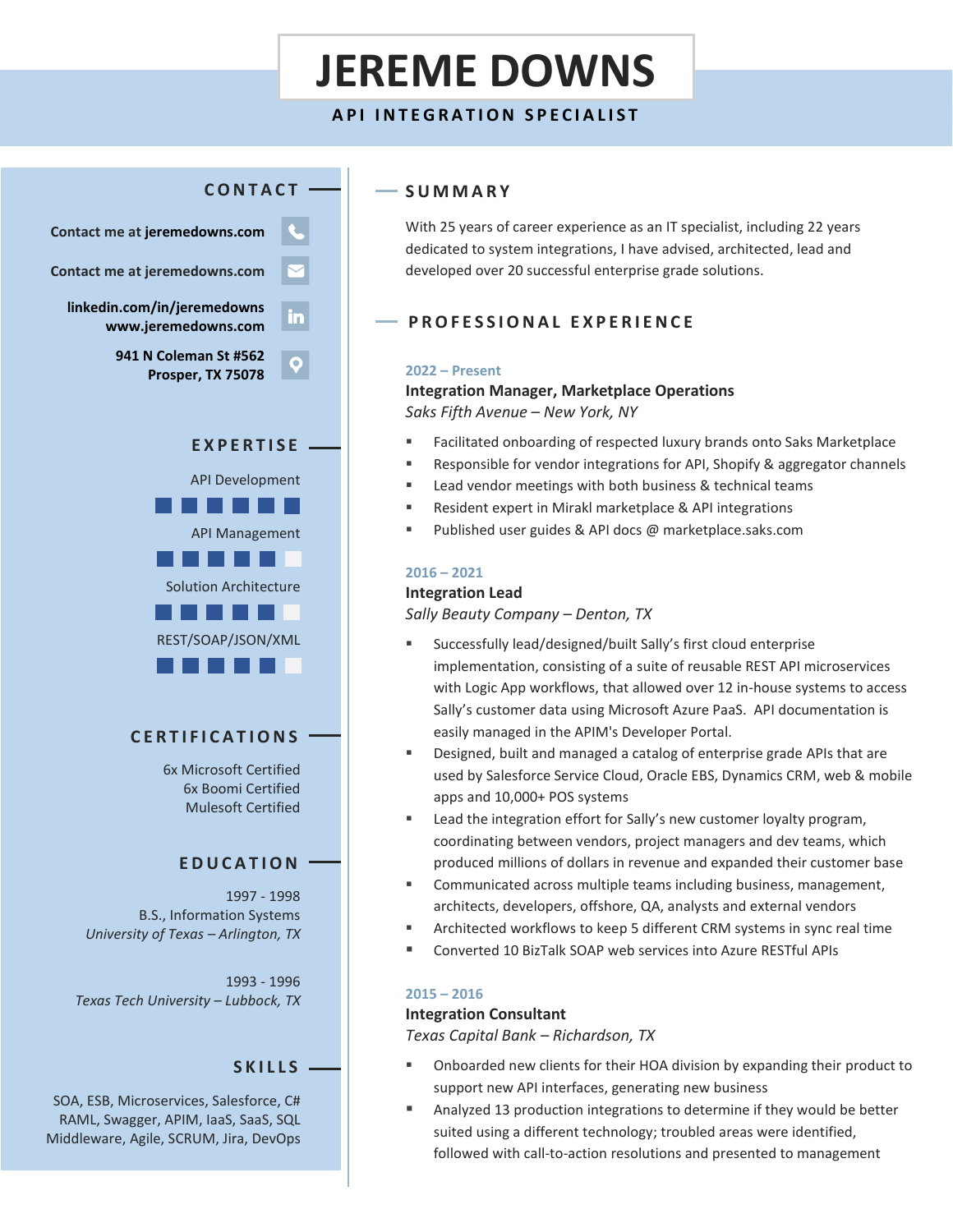# JEREME DOWNS

**API INTEGRATION SPECIALIST**

## CONTACT

**Contact me at jeremedowns.com**

**Contact me at jeremedowns.com**

**linkedin.com/in/jeremedowns**
**www.jeremedowns.com**

**941 N Coleman St #562**
**Prosper, TX 75078**

## EXPERTISE

- API Development
- API Management
- Solution Architecture
- REST/SOAP/JSON/XML

## CERTIFICATIONS

6x Microsoft Certified
6x Boomi Certified
Mulesoft Certified

## EDUCATION

1997 - 1998
B.S., Information Systems
*University of Texas – Arlington, TX*

1993 - 1996
*Texas Tech University – Lubbock, TX*

## SKILLS

SOA, ESB, Microservices, Salesforce, C#
RAML, Swagger, APIM, IaaS, SaaS, SQL
Middleware, Agile, SCRUM, Jira, DevOps

## SUMMARY

With 25 years of career experience as an IT specialist, including 22 years dedicated to system integrations, I have advised, architected, lead and developed over 20 successful enterprise grade solutions.

## PROFESSIONAL EXPERIENCE

**2022 – Present**
**Integration Manager, Marketplace Operations**
*Saks Fifth Avenue – New York, NY*

- Facilitated onboarding of respected luxury brands onto Saks Marketplace
- Responsible for vendor integrations for API, Shopify & aggregator channels
- Lead vendor meetings with both business & technical teams
- Resident expert in Mirakl marketplace & API integrations
- Published user guides & API docs @ marketplace.saks.com

**2016 – 2021**
**Integration Lead**
*Sally Beauty Company – Denton, TX*

- Successfully lead/designed/built Sally's first cloud enterprise implementation, consisting of a suite of reusable REST API microservices with Logic App workflows, that allowed over 12 in-house systems to access Sally's customer data using Microsoft Azure PaaS. API documentation is easily managed in the APIM's Developer Portal.
- Designed, built and managed a catalog of enterprise grade APIs that are used by Salesforce Service Cloud, Oracle EBS, Dynamics CRM, web & mobile apps and 10,000+ POS systems
- Lead the integration effort for Sally's new customer loyalty program, coordinating between vendors, project managers and dev teams, which produced millions of dollars in revenue and expanded their customer base
- Communicated across multiple teams including business, management, architects, developers, offshore, QA, analysts and external vendors
- Architected workflows to keep 5 different CRM systems in sync real time
- Converted 10 BizTalk SOAP web services into Azure RESTful APIs

**2015 – 2016**
**Integration Consultant**
*Texas Capital Bank – Richardson, TX*

- Onboarded new clients for their HOA division by expanding their product to support new API interfaces, generating new business
- Analyzed 13 production integrations to determine if they would be better suited using a different technology; troubled areas were identified, followed with call-to-action resolutions and presented to management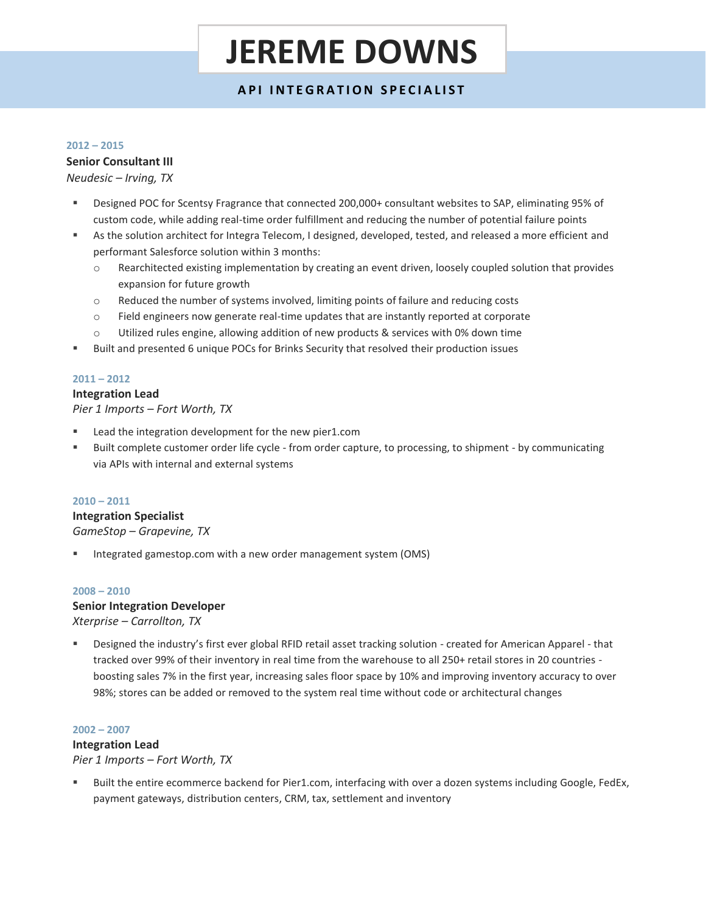# JEREME DOWNS

**API INTEGRATION SPECIALIST**

**2012 – 2015**

**Senior Consultant III**

*Neudesic – Irving, TX*

- Designed POC for Scentsy Fragrance that connected 200,000+ consultant websites to SAP, eliminating 95% of custom code, while adding real-time order fulfillment and reducing the number of potential failure points
- As the solution architect for Integra Telecom, I designed, developed, tested, and released a more efficient and performant Salesforce solution within 3 months:
  - Rearchitected existing implementation by creating an event driven, loosely coupled solution that provides expansion for future growth
  - Reduced the number of systems involved, limiting points of failure and reducing costs
  - Field engineers now generate real-time updates that are instantly reported at corporate
  - Utilized rules engine, allowing addition of new products & services with 0% down time
- Built and presented 6 unique POCs for Brinks Security that resolved their production issues

**2011 – 2012**

**Integration Lead**

*Pier 1 Imports – Fort Worth, TX*

- Lead the integration development for the new pier1.com
- Built complete customer order life cycle - from order capture, to processing, to shipment - by communicating via APIs with internal and external systems

**2010 – 2011**

**Integration Specialist**

*GameStop – Grapevine, TX*

- Integrated gamestop.com with a new order management system (OMS)

**2008 – 2010**

**Senior Integration Developer**

*Xterprise – Carrollton, TX*

- Designed the industry's first ever global RFID retail asset tracking solution - created for American Apparel - that tracked over 99% of their inventory in real time from the warehouse to all 250+ retail stores in 20 countries - boosting sales 7% in the first year, increasing sales floor space by 10% and improving inventory accuracy to over 98%; stores can be added or removed to the system real time without code or architectural changes

**2002 – 2007**

**Integration Lead**

*Pier 1 Imports – Fort Worth, TX*

- Built the entire ecommerce backend for Pier1.com, interfacing with over a dozen systems including Google, FedEx, payment gateways, distribution centers, CRM, tax, settlement and inventory